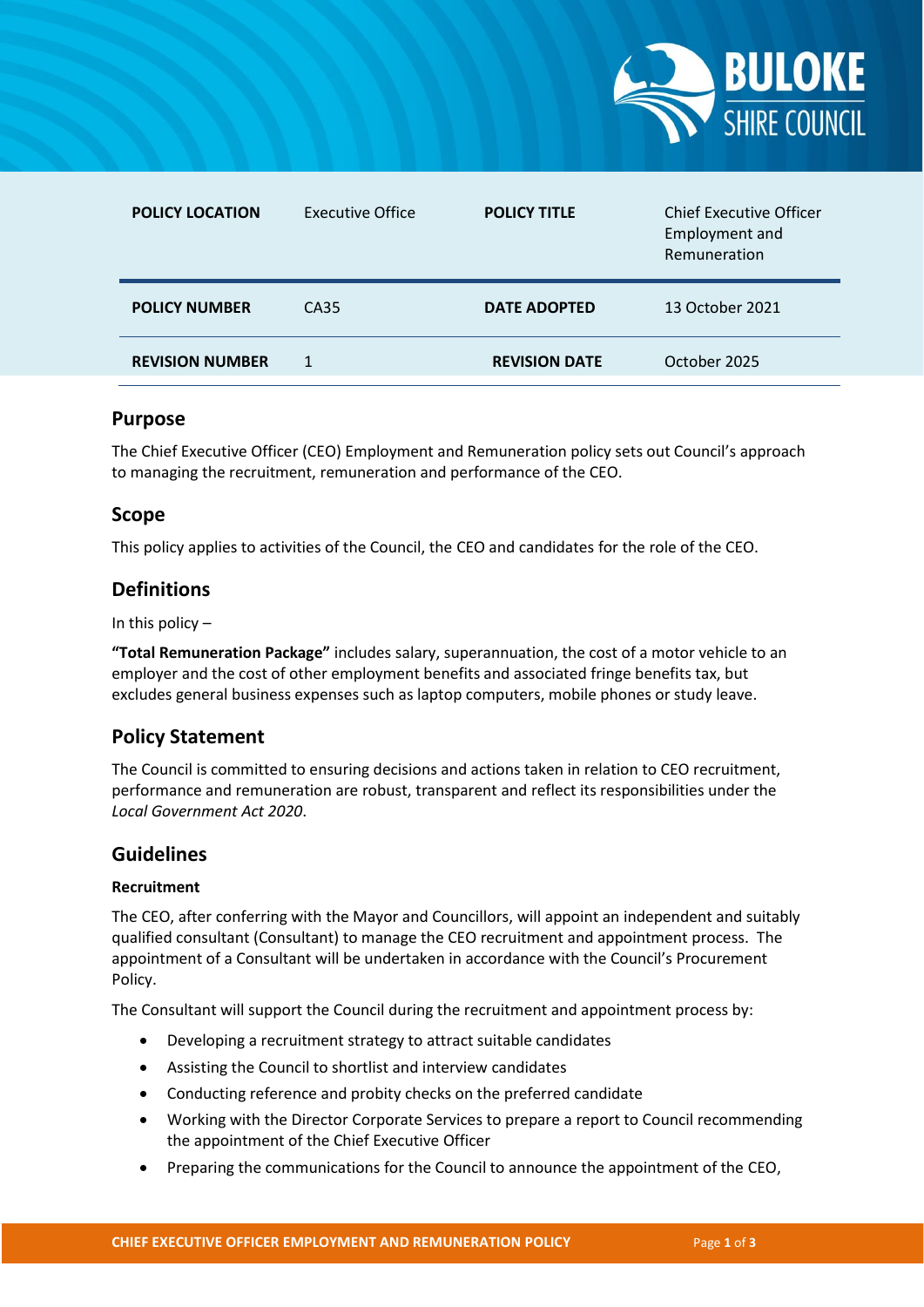| POLICY LOCATION | Executive Office | POLICY TITLE | Chief Executive Officer Employment and Remuneration |
|---|---|---|---|
| POLICY NUMBER | CA35 | DATE ADOPTED | 13 October 2021 |
| REVISION NUMBER | 1 | REVISION DATE | October 2025 |

## Purpose

The Chief Executive Officer (CEO) Employment and Remuneration policy sets out Council's approach to managing the recruitment, remuneration and performance of the CEO.

## Scope

This policy applies to activities of the Council, the CEO and candidates for the role of the CEO.

## Definitions

In this policy –

**"Total Remuneration Package"** includes salary, superannuation, the cost of a motor vehicle to an employer and the cost of other employment benefits and associated fringe benefits tax, but excludes general business expenses such as laptop computers, mobile phones or study leave.

## Policy Statement

The Council is committed to ensuring decisions and actions taken in relation to CEO recruitment, performance and remuneration are robust, transparent and reflect its responsibilities under the *Local Government Act 2020*.

## Guidelines

### Recruitment

The CEO, after conferring with the Mayor and Councillors, will appoint an independent and suitably qualified consultant (Consultant) to manage the CEO recruitment and appointment process. The appointment of a Consultant will be undertaken in accordance with the Council's Procurement Policy.

The Consultant will support the Council during the recruitment and appointment process by:

- Developing a recruitment strategy to attract suitable candidates
- Assisting the Council to shortlist and interview candidates
- Conducting reference and probity checks on the preferred candidate
- Working with the Director Corporate Services to prepare a report to Council recommending the appointment of the Chief Executive Officer
- Preparing the communications for the Council to announce the appointment of the CEO,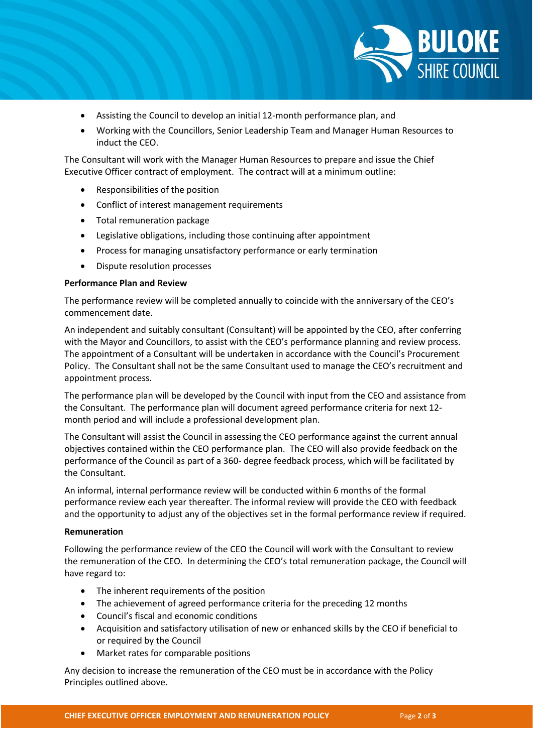- Assisting the Council to develop an initial 12-month performance plan, and
- Working with the Councillors, Senior Leadership Team and Manager Human Resources to induct the CEO.

The Consultant will work with the Manager Human Resources to prepare and issue the Chief Executive Officer contract of employment. The contract will at a minimum outline:

- Responsibilities of the position
- Conflict of interest management requirements
- Total remuneration package
- Legislative obligations, including those continuing after appointment
- Process for managing unsatisfactory performance or early termination
- Dispute resolution processes

**Performance Plan and Review**

The performance review will be completed annually to coincide with the anniversary of the CEO's commencement date.

An independent and suitably consultant (Consultant) will be appointed by the CEO, after conferring with the Mayor and Councillors, to assist with the CEO's performance planning and review process. The appointment of a Consultant will be undertaken in accordance with the Council's Procurement Policy. The Consultant shall not be the same Consultant used to manage the CEO's recruitment and appointment process.

The performance plan will be developed by the Council with input from the CEO and assistance from the Consultant. The performance plan will document agreed performance criteria for next 12-month period and will include a professional development plan.

The Consultant will assist the Council in assessing the CEO performance against the current annual objectives contained within the CEO performance plan. The CEO will also provide feedback on the performance of the Council as part of a 360- degree feedback process, which will be facilitated by the Consultant.

An informal, internal performance review will be conducted within 6 months of the formal performance review each year thereafter. The informal review will provide the CEO with feedback and the opportunity to adjust any of the objectives set in the formal performance review if required.

**Remuneration**

Following the performance review of the CEO the Council will work with the Consultant to review the remuneration of the CEO. In determining the CEO's total remuneration package, the Council will have regard to:

- The inherent requirements of the position
- The achievement of agreed performance criteria for the preceding 12 months
- Council's fiscal and economic conditions
- Acquisition and satisfactory utilisation of new or enhanced skills by the CEO if beneficial to or required by the Council
- Market rates for comparable positions

Any decision to increase the remuneration of the CEO must be in accordance with the Policy Principles outlined above.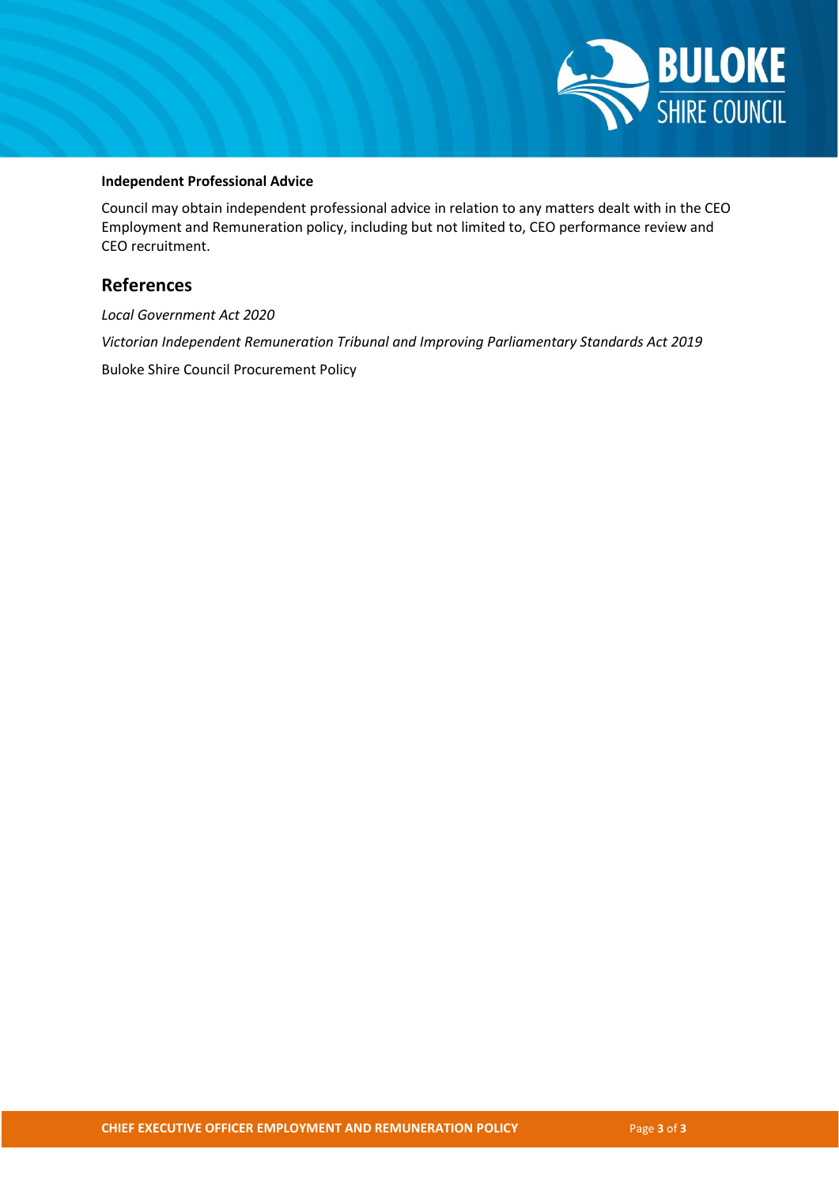**Independent Professional Advice**

Council may obtain independent professional advice in relation to any matters dealt with in the CEO Employment and Remuneration policy, including but not limited to, CEO performance review and CEO recruitment.

## References

*Local Government Act 2020*

*Victorian Independent Remuneration Tribunal and Improving Parliamentary Standards Act 2019*

Buloke Shire Council Procurement Policy